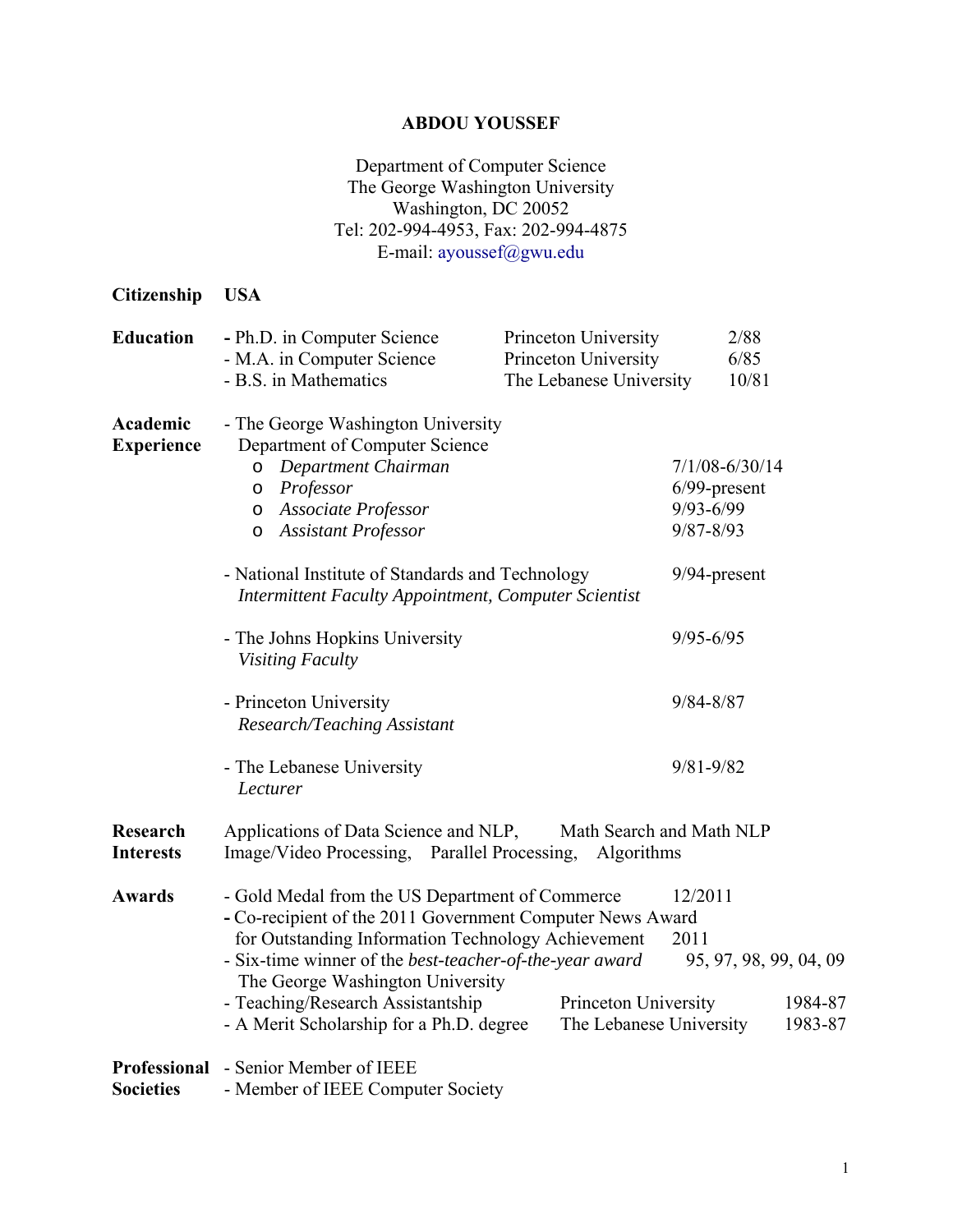# ABDOU YOUSSEF

Department of Computer Science
The George Washington University
Washington, DC 20052
Tel: 202-994-4953, Fax: 202-994-4875
E-mail: ayoussef@gwu.edu

**Citizenship** **USA**

**Education**

- Ph.D. in Computer Science — Princeton University — 2/88
- M.A. in Computer Science — Princeton University — 6/85
- B.S. in Mathematics — The Lebanese University — 10/81

**Academic Experience**

- The George Washington University
  Department of Computer Science
  - *Department Chairman* — 7/1/08-6/30/14
  - *Professor* — 6/99-present
  - *Associate Professor* — 9/93-6/99
  - *Assistant Professor* — 9/87-8/93
- National Institute of Standards and Technology — 9/94-present
  *Intermittent Faculty Appointment, Computer Scientist*
- The Johns Hopkins University — 9/95-6/95
  *Visiting Faculty*
- Princeton University — 9/84-8/87
  *Research/Teaching Assistant*
- The Lebanese University — 9/81-9/82
  *Lecturer*

**Research Interests**

Applications of Data Science and NLP, Math Search and Math NLP
Image/Video Processing, Parallel Processing, Algorithms

**Awards**

- Gold Medal from the US Department of Commerce — 12/2011
- Co-recipient of the 2011 Government Computer News Award for Outstanding Information Technology Achievement — 2011
- Six-time winner of the *best-teacher-of-the-year award* — 95, 97, 98, 99, 04, 09
  The George Washington University
- Teaching/Research Assistantship — Princeton University — 1984-87
- A Merit Scholarship for a Ph.D. degree — The Lebanese University — 1983-87

**Professional Societies**

- Senior Member of IEEE
- Member of IEEE Computer Society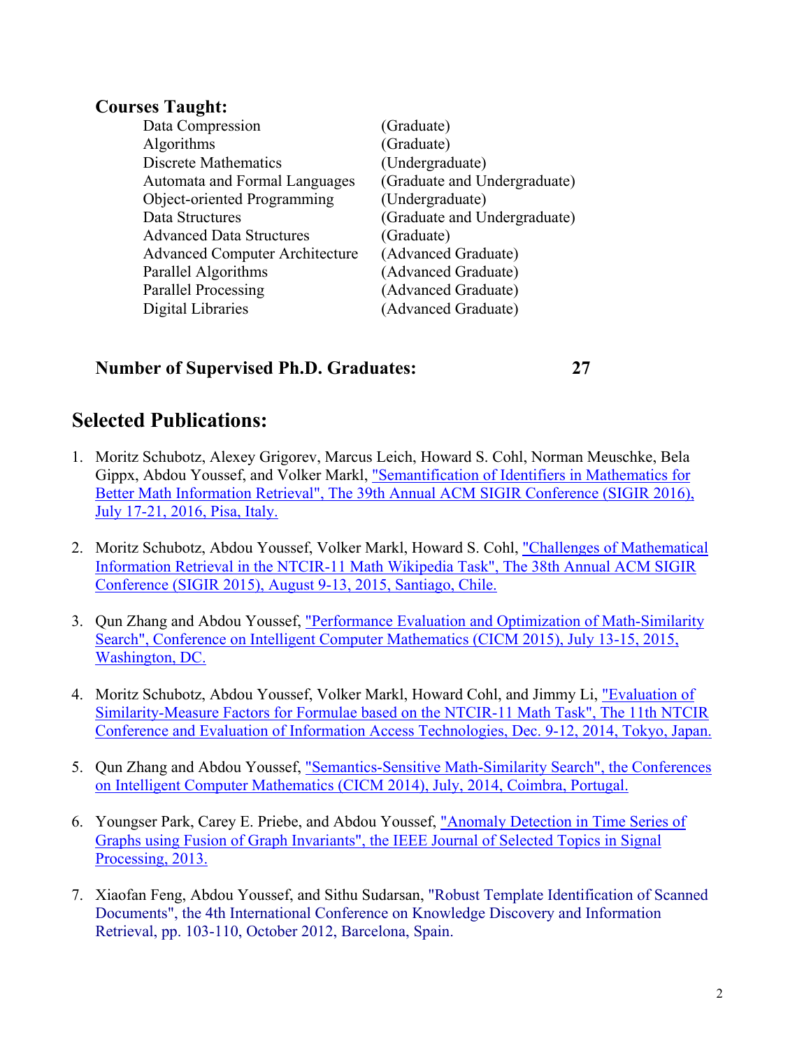**Courses Taught:**

| | |
|---|---|
| Data Compression | (Graduate) |
| Algorithms | (Graduate) |
| Discrete Mathematics | (Undergraduate) |
| Automata and Formal Languages | (Graduate and Undergraduate) |
| Object-oriented Programming | (Undergraduate) |
| Data Structures | (Graduate and Undergraduate) |
| Advanced Data Structures | (Graduate) |
| Advanced Computer Architecture | (Advanced Graduate) |
| Parallel Algorithms | (Advanced Graduate) |
| Parallel Processing | (Advanced Graduate) |
| Digital Libraries | (Advanced Graduate) |

**Number of Supervised Ph.D. Graduates: 27**

## Selected Publications:

1. Moritz Schubotz, Alexey Grigorev, Marcus Leich, Howard S. Cohl, Norman Meuschke, Bela Gippx, Abdou Youssef, and Volker Markl, "Semantification of Identifiers in Mathematics for Better Math Information Retrieval", The 39th Annual ACM SIGIR Conference (SIGIR 2016), July 17-21, 2016, Pisa, Italy.

2. Moritz Schubotz, Abdou Youssef, Volker Markl, Howard S. Cohl, "Challenges of Mathematical Information Retrieval in the NTCIR-11 Math Wikipedia Task", The 38th Annual ACM SIGIR Conference (SIGIR 2015), August 9-13, 2015, Santiago, Chile.

3. Qun Zhang and Abdou Youssef, "Performance Evaluation and Optimization of Math-Similarity Search", Conference on Intelligent Computer Mathematics (CICM 2015), July 13-15, 2015, Washington, DC.

4. Moritz Schubotz, Abdou Youssef, Volker Markl, Howard Cohl, and Jimmy Li, "Evaluation of Similarity-Measure Factors for Formulae based on the NTCIR-11 Math Task", The 11th NTCIR Conference and Evaluation of Information Access Technologies, Dec. 9-12, 2014, Tokyo, Japan.

5. Qun Zhang and Abdou Youssef, "Semantics-Sensitive Math-Similarity Search", the Conferences on Intelligent Computer Mathematics (CICM 2014), July, 2014, Coimbra, Portugal.

6. Youngser Park, Carey E. Priebe, and Abdou Youssef, "Anomaly Detection in Time Series of Graphs using Fusion of Graph Invariants", the IEEE Journal of Selected Topics in Signal Processing, 2013.

7. Xiaofan Feng, Abdou Youssef, and Sithu Sudarsan, "Robust Template Identification of Scanned Documents", the 4th International Conference on Knowledge Discovery and Information Retrieval, pp. 103-110, October 2012, Barcelona, Spain.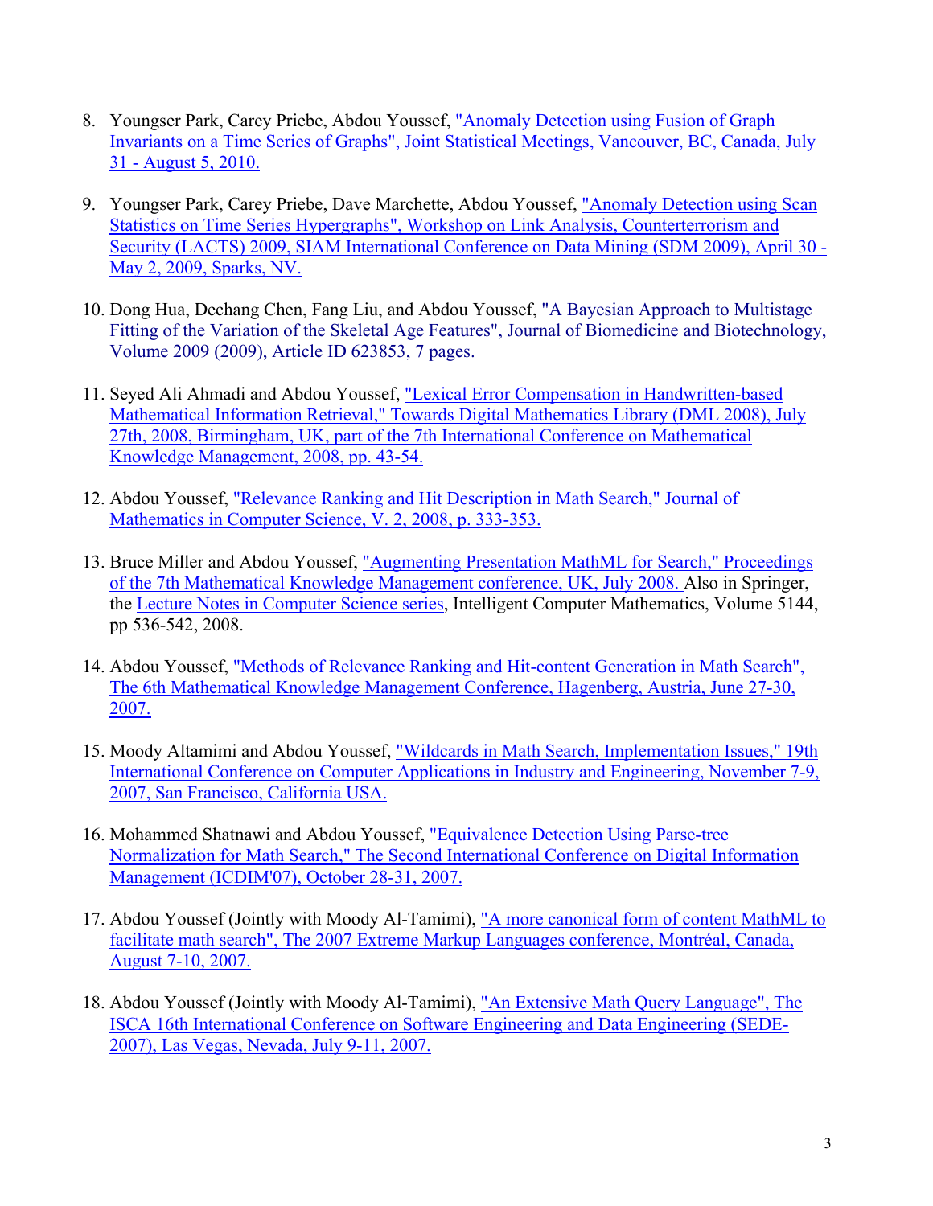8. Youngser Park, Carey Priebe, Abdou Youssef, "Anomaly Detection using Fusion of Graph Invariants on a Time Series of Graphs", Joint Statistical Meetings, Vancouver, BC, Canada, July 31 - August 5, 2010.

9. Youngser Park, Carey Priebe, Dave Marchette, Abdou Youssef, "Anomaly Detection using Scan Statistics on Time Series Hypergraphs", Workshop on Link Analysis, Counterterrorism and Security (LACTS) 2009, SIAM International Conference on Data Mining (SDM 2009), April 30 - May 2, 2009, Sparks, NV.

10. Dong Hua, Dechang Chen, Fang Liu, and Abdou Youssef, "A Bayesian Approach to Multistage Fitting of the Variation of the Skeletal Age Features", Journal of Biomedicine and Biotechnology, Volume 2009 (2009), Article ID 623853, 7 pages.

11. Seyed Ali Ahmadi and Abdou Youssef, "Lexical Error Compensation in Handwritten-based Mathematical Information Retrieval," Towards Digital Mathematics Library (DML 2008), July 27th, 2008, Birmingham, UK, part of the 7th International Conference on Mathematical Knowledge Management, 2008, pp. 43-54.

12. Abdou Youssef, "Relevance Ranking and Hit Description in Math Search," Journal of Mathematics in Computer Science, V. 2, 2008, p. 333-353.

13. Bruce Miller and Abdou Youssef, "Augmenting Presentation MathML for Search," Proceedings of the 7th Mathematical Knowledge Management conference, UK, July 2008. Also in Springer, the Lecture Notes in Computer Science series, Intelligent Computer Mathematics, Volume 5144, pp 536-542, 2008.

14. Abdou Youssef, "Methods of Relevance Ranking and Hit-content Generation in Math Search", The 6th Mathematical Knowledge Management Conference, Hagenberg, Austria, June 27-30, 2007.

15. Moody Altamimi and Abdou Youssef, "Wildcards in Math Search, Implementation Issues," 19th International Conference on Computer Applications in Industry and Engineering, November 7-9, 2007, San Francisco, California USA.

16. Mohammed Shatnawi and Abdou Youssef, "Equivalence Detection Using Parse-tree Normalization for Math Search," The Second International Conference on Digital Information Management (ICDIM'07), October 28-31, 2007.

17. Abdou Youssef (Jointly with Moody Al-Tamimi), "A more canonical form of content MathML to facilitate math search", The 2007 Extreme Markup Languages conference, Montréal, Canada, August 7-10, 2007.

18. Abdou Youssef (Jointly with Moody Al-Tamimi), "An Extensive Math Query Language", The ISCA 16th International Conference on Software Engineering and Data Engineering (SEDE-2007), Las Vegas, Nevada, July 9-11, 2007.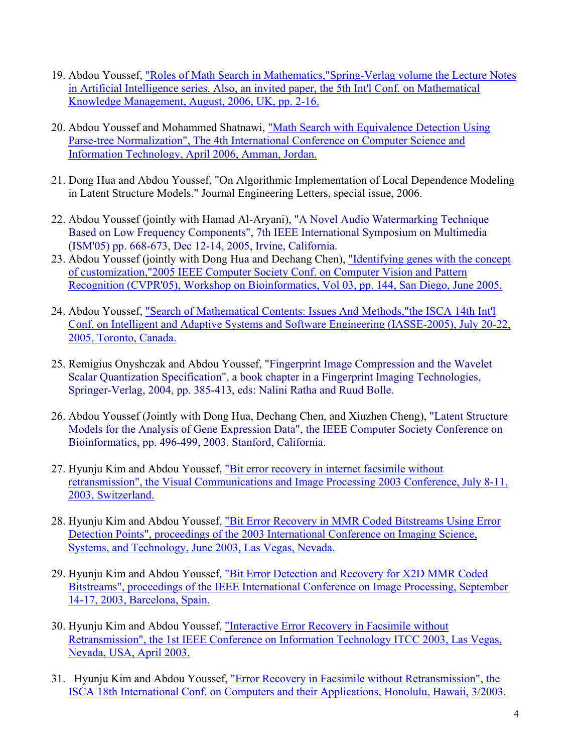19. Abdou Youssef, "Roles of Math Search in Mathematics,"Spring-Verlag volume the Lecture Notes in Artificial Intelligence series. Also, an invited paper, the 5th Int'l Conf. on Mathematical Knowledge Management, August, 2006, UK, pp. 2-16.

20. Abdou Youssef and Mohammed Shatnawi, "Math Search with Equivalence Detection Using Parse-tree Normalization", The 4th International Conference on Computer Science and Information Technology, April 2006, Amman, Jordan.

21. Dong Hua and Abdou Youssef, "On Algorithmic Implementation of Local Dependence Modeling in Latent Structure Models." Journal Engineering Letters, special issue, 2006.

22. Abdou Youssef (jointly with Hamad Al-Aryani), "A Novel Audio Watermarking Technique Based on Low Frequency Components", 7th IEEE International Symposium on Multimedia (ISM'05) pp. 668-673, Dec 12-14, 2005, Irvine, California.
23. Abdou Youssef (jointly with Dong Hua and Dechang Chen), "Identifying genes with the concept of customization,"2005 IEEE Computer Society Conf. on Computer Vision and Pattern Recognition (CVPR'05), Workshop on Bioinformatics, Vol 03, pp. 144, San Diego, June 2005.

24. Abdou Youssef, "Search of Mathematical Contents: Issues And Methods,"the ISCA 14th Int'l Conf. on Intelligent and Adaptive Systems and Software Engineering (IASSE-2005), July 20-22, 2005, Toronto, Canada.

25. Remigius Onyshczak and Abdou Youssef, "Fingerprint Image Compression and the Wavelet Scalar Quantization Specification", a book chapter in a Fingerprint Imaging Technologies, Springer-Verlag, 2004, pp. 385-413, eds: Nalini Ratha and Ruud Bolle.

26. Abdou Youssef (Jointly with Dong Hua, Dechang Chen, and Xiuzhen Cheng), "Latent Structure Models for the Analysis of Gene Expression Data", the IEEE Computer Society Conference on Bioinformatics, pp. 496-499, 2003. Stanford, California.

27. Hyunju Kim and Abdou Youssef, "Bit error recovery in internet facsimile without retransmission", the Visual Communications and Image Processing 2003 Conference, July 8-11, 2003, Switzerland.

28. Hyunju Kim and Abdou Youssef, "Bit Error Recovery in MMR Coded Bitstreams Using Error Detection Points", proceedings of the 2003 International Conference on Imaging Science, Systems, and Technology, June 2003, Las Vegas, Nevada.

29. Hyunju Kim and Abdou Youssef, "Bit Error Detection and Recovery for X2D MMR Coded Bitstreams", proceedings of the IEEE International Conference on Image Processing, September 14-17, 2003, Barcelona, Spain.

30. Hyunju Kim and Abdou Youssef, "Interactive Error Recovery in Facsimile without Retransmission", the 1st IEEE Conference on Information Technology ITCC 2003, Las Vegas, Nevada, USA, April 2003.

31. Hyunju Kim and Abdou Youssef, "Error Recovery in Facsimile without Retransmission", the ISCA 18th International Conf. on Computers and their Applications, Honolulu, Hawaii, 3/2003.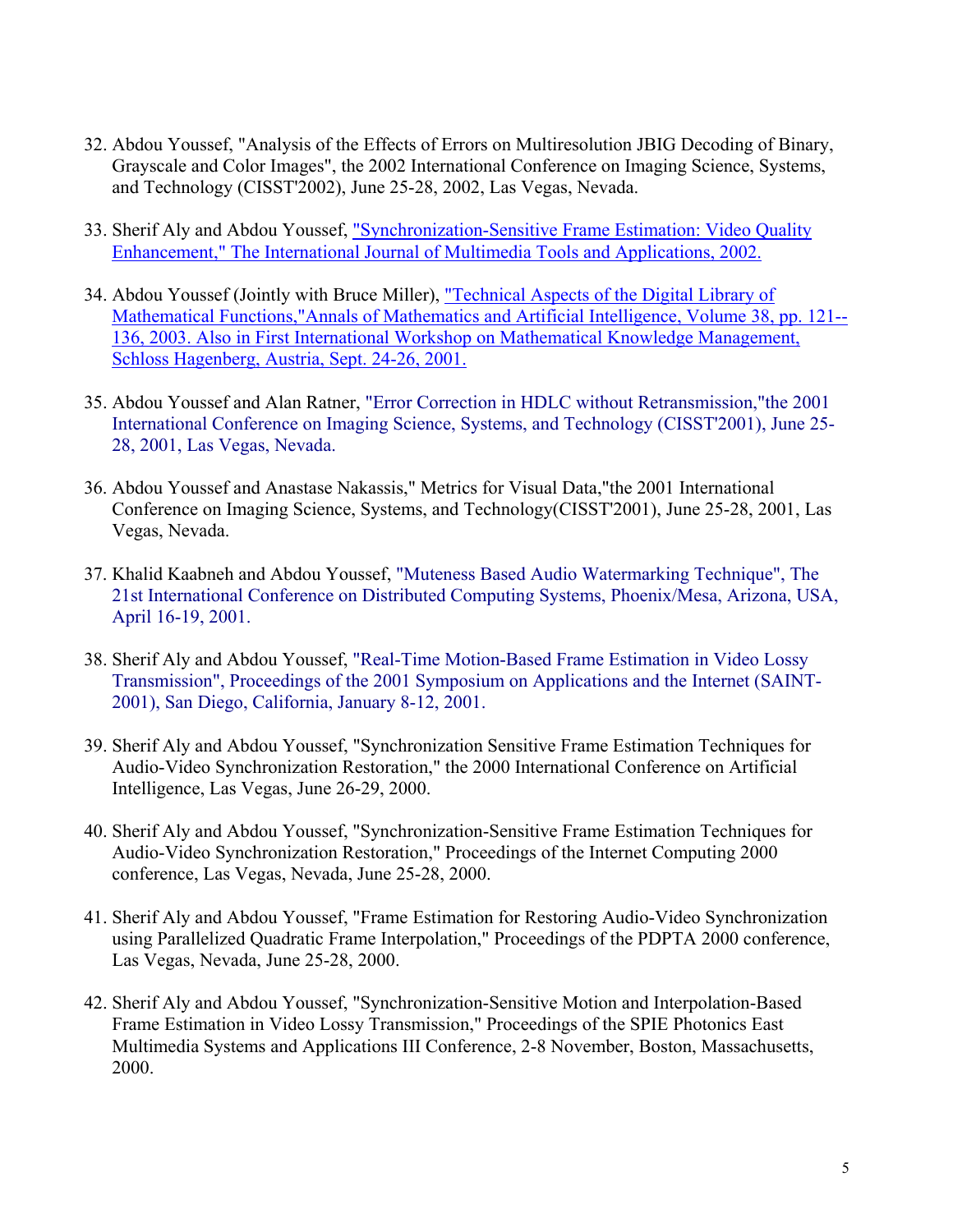32. Abdou Youssef, "Analysis of the Effects of Errors on Multiresolution JBIG Decoding of Binary, Grayscale and Color Images", the 2002 International Conference on Imaging Science, Systems, and Technology (CISST'2002), June 25-28, 2002, Las Vegas, Nevada.

33. Sherif Aly and Abdou Youssef, "Synchronization-Sensitive Frame Estimation: Video Quality Enhancement," The International Journal of Multimedia Tools and Applications, 2002.

34. Abdou Youssef (Jointly with Bruce Miller), "Technical Aspects of the Digital Library of Mathematical Functions,"Annals of Mathematics and Artificial Intelligence, Volume 38, pp. 121--136, 2003. Also in First International Workshop on Mathematical Knowledge Management, Schloss Hagenberg, Austria, Sept. 24-26, 2001.

35. Abdou Youssef and Alan Ratner, "Error Correction in HDLC without Retransmission,"the 2001 International Conference on Imaging Science, Systems, and Technology (CISST'2001), June 25-28, 2001, Las Vegas, Nevada.

36. Abdou Youssef and Anastase Nakassis," Metrics for Visual Data,"the 2001 International Conference on Imaging Science, Systems, and Technology(CISST'2001), June 25-28, 2001, Las Vegas, Nevada.

37. Khalid Kaabneh and Abdou Youssef, "Muteness Based Audio Watermarking Technique", The 21st International Conference on Distributed Computing Systems, Phoenix/Mesa, Arizona, USA, April 16-19, 2001.

38. Sherif Aly and Abdou Youssef, "Real-Time Motion-Based Frame Estimation in Video Lossy Transmission", Proceedings of the 2001 Symposium on Applications and the Internet (SAINT-2001), San Diego, California, January 8-12, 2001.

39. Sherif Aly and Abdou Youssef, "Synchronization Sensitive Frame Estimation Techniques for Audio-Video Synchronization Restoration," the 2000 International Conference on Artificial Intelligence, Las Vegas, June 26-29, 2000.

40. Sherif Aly and Abdou Youssef, "Synchronization-Sensitive Frame Estimation Techniques for Audio-Video Synchronization Restoration," Proceedings of the Internet Computing 2000 conference, Las Vegas, Nevada, June 25-28, 2000.

41. Sherif Aly and Abdou Youssef, "Frame Estimation for Restoring Audio-Video Synchronization using Parallelized Quadratic Frame Interpolation," Proceedings of the PDPTA 2000 conference, Las Vegas, Nevada, June 25-28, 2000.

42. Sherif Aly and Abdou Youssef, "Synchronization-Sensitive Motion and Interpolation-Based Frame Estimation in Video Lossy Transmission," Proceedings of the SPIE Photonics East Multimedia Systems and Applications III Conference, 2-8 November, Boston, Massachusetts, 2000.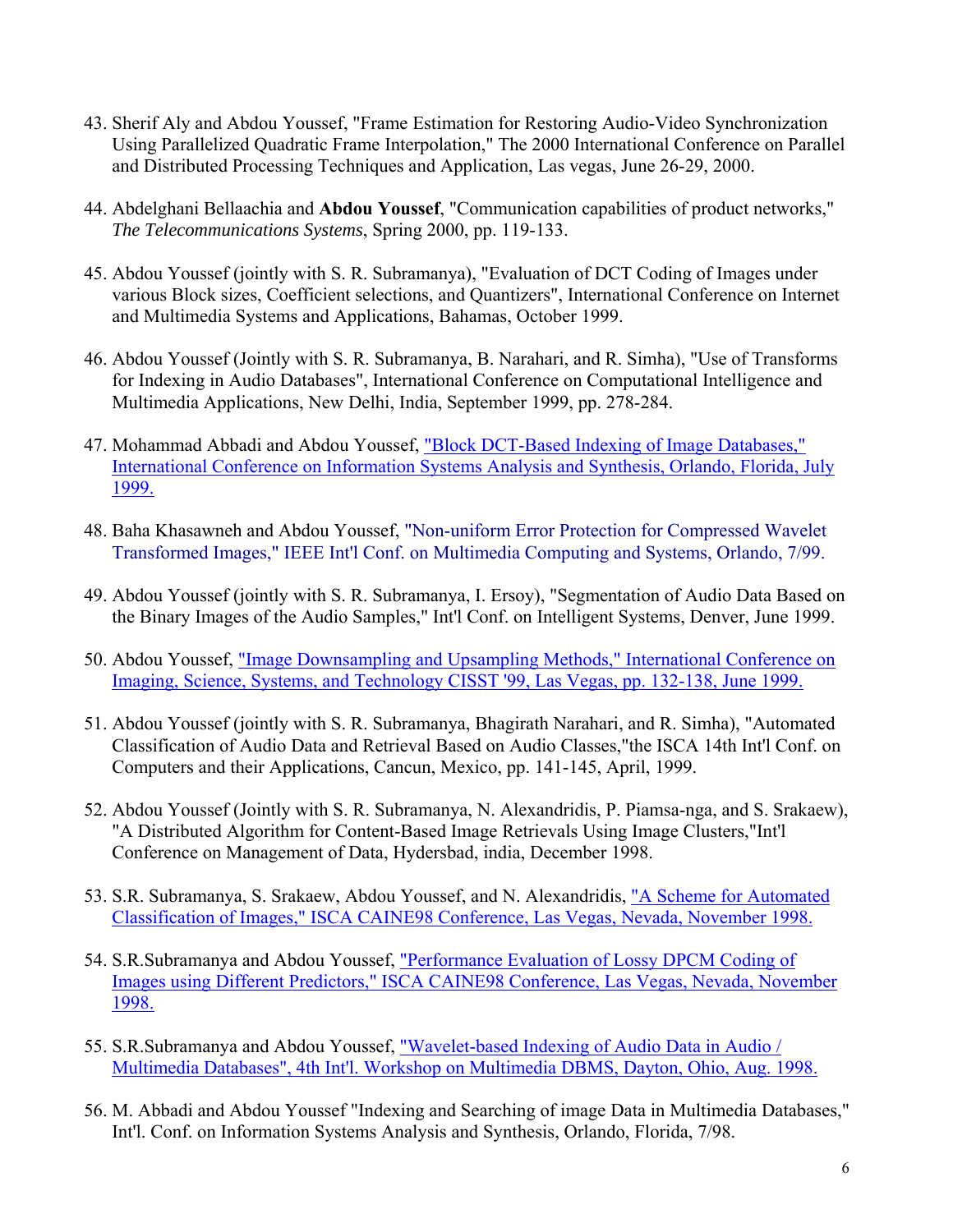43. Sherif Aly and Abdou Youssef, "Frame Estimation for Restoring Audio-Video Synchronization Using Parallelized Quadratic Frame Interpolation," The 2000 International Conference on Parallel and Distributed Processing Techniques and Application, Las vegas, June 26-29, 2000.

44. Abdelghani Bellaachia and **Abdou Youssef**, "Communication capabilities of product networks," *The Telecommunications Systems*, Spring 2000, pp. 119-133.

45. Abdou Youssef (jointly with S. R. Subramanya), "Evaluation of DCT Coding of Images under various Block sizes, Coefficient selections, and Quantizers", International Conference on Internet and Multimedia Systems and Applications, Bahamas, October 1999.

46. Abdou Youssef (Jointly with S. R. Subramanya, B. Narahari, and R. Simha), "Use of Transforms for Indexing in Audio Databases", International Conference on Computational Intelligence and Multimedia Applications, New Delhi, India, September 1999, pp. 278-284.

47. Mohammad Abbadi and Abdou Youssef, "Block DCT-Based Indexing of Image Databases," International Conference on Information Systems Analysis and Synthesis, Orlando, Florida, July 1999.

48. Baha Khasawneh and Abdou Youssef, "Non-uniform Error Protection for Compressed Wavelet Transformed Images," IEEE Int'l Conf. on Multimedia Computing and Systems, Orlando, 7/99.

49. Abdou Youssef (jointly with S. R. Subramanya, I. Ersoy), "Segmentation of Audio Data Based on the Binary Images of the Audio Samples," Int'l Conf. on Intelligent Systems, Denver, June 1999.

50. Abdou Youssef, "Image Downsampling and Upsampling Methods," International Conference on Imaging, Science, Systems, and Technology CISST '99, Las Vegas, pp. 132-138, June 1999.

51. Abdou Youssef (jointly with S. R. Subramanya, Bhagirath Narahari, and R. Simha), "Automated Classification of Audio Data and Retrieval Based on Audio Classes,"the ISCA 14th Int'l Conf. on Computers and their Applications, Cancun, Mexico, pp. 141-145, April, 1999.

52. Abdou Youssef (Jointly with S. R. Subramanya, N. Alexandridis, P. Piamsa-nga, and S. Srakaew), "A Distributed Algorithm for Content-Based Image Retrievals Using Image Clusters,"Int'l Conference on Management of Data, Hydersbad, india, December 1998.

53. S.R. Subramanya, S. Srakaew, Abdou Youssef, and N. Alexandridis, "A Scheme for Automated Classification of Images," ISCA CAINE98 Conference, Las Vegas, Nevada, November 1998.

54. S.R.Subramanya and Abdou Youssef, "Performance Evaluation of Lossy DPCM Coding of Images using Different Predictors," ISCA CAINE98 Conference, Las Vegas, Nevada, November 1998.

55. S.R.Subramanya and Abdou Youssef, "Wavelet-based Indexing of Audio Data in Audio / Multimedia Databases", 4th Int'l. Workshop on Multimedia DBMS, Dayton, Ohio, Aug. 1998.

56. M. Abbadi and Abdou Youssef "Indexing and Searching of image Data in Multimedia Databases," Int'l. Conf. on Information Systems Analysis and Synthesis, Orlando, Florida, 7/98.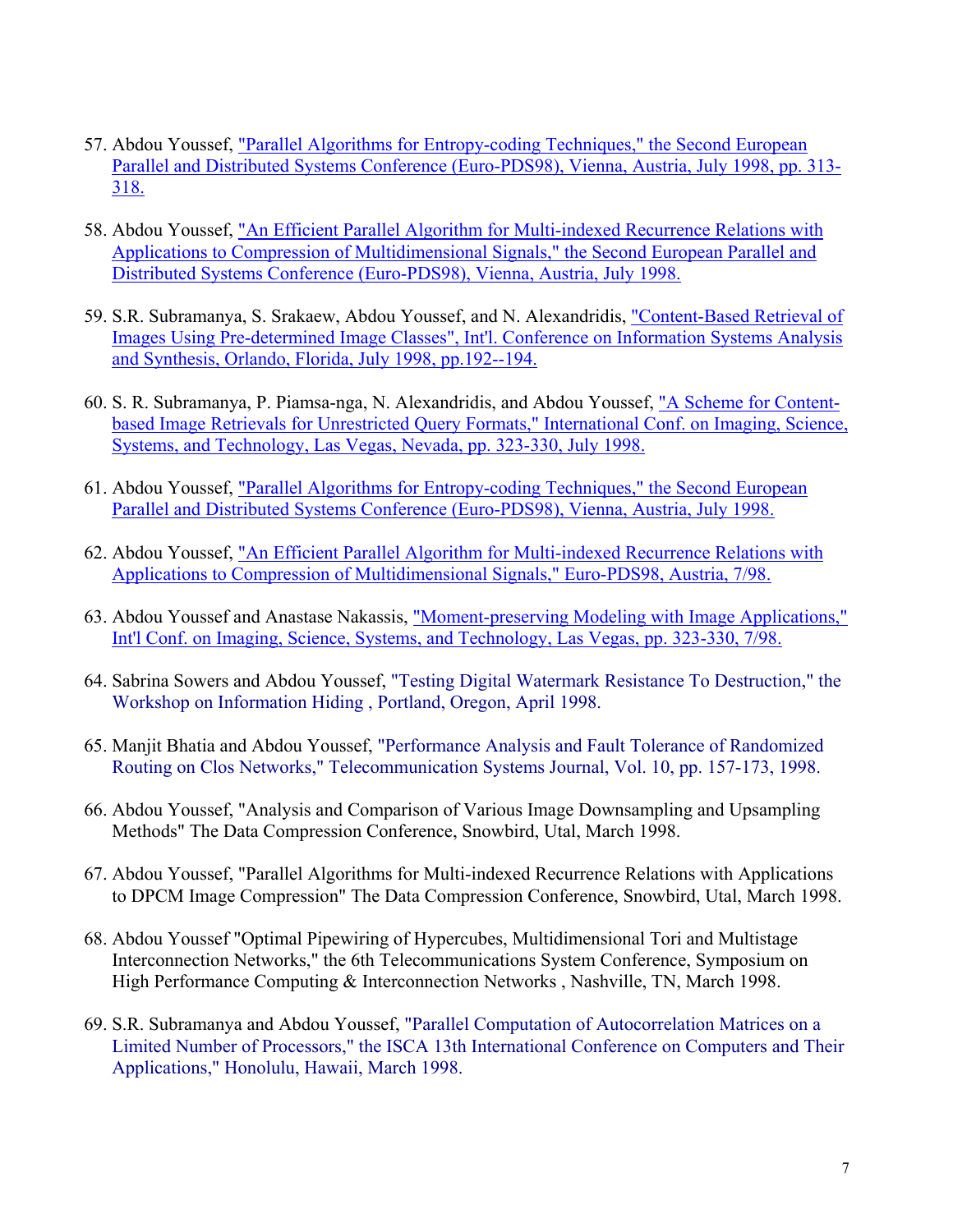57. Abdou Youssef, "Parallel Algorithms for Entropy-coding Techniques," the Second European Parallel and Distributed Systems Conference (Euro-PDS98), Vienna, Austria, July 1998, pp. 313-318.

58. Abdou Youssef, "An Efficient Parallel Algorithm for Multi-indexed Recurrence Relations with Applications to Compression of Multidimensional Signals," the Second European Parallel and Distributed Systems Conference (Euro-PDS98), Vienna, Austria, July 1998.

59. S.R. Subramanya, S. Srakaew, Abdou Youssef, and N. Alexandridis, "Content-Based Retrieval of Images Using Pre-determined Image Classes", Int'l. Conference on Information Systems Analysis and Synthesis, Orlando, Florida, July 1998, pp.192--194.

60. S. R. Subramanya, P. Piamsa-nga, N. Alexandridis, and Abdou Youssef, "A Scheme for Content-based Image Retrievals for Unrestricted Query Formats," International Conf. on Imaging, Science, Systems, and Technology, Las Vegas, Nevada, pp. 323-330, July 1998.

61. Abdou Youssef, "Parallel Algorithms for Entropy-coding Techniques," the Second European Parallel and Distributed Systems Conference (Euro-PDS98), Vienna, Austria, July 1998.

62. Abdou Youssef, "An Efficient Parallel Algorithm for Multi-indexed Recurrence Relations with Applications to Compression of Multidimensional Signals," Euro-PDS98, Austria, 7/98.

63. Abdou Youssef and Anastase Nakassis, "Moment-preserving Modeling with Image Applications," Int'l Conf. on Imaging, Science, Systems, and Technology, Las Vegas, pp. 323-330, 7/98.

64. Sabrina Sowers and Abdou Youssef, "Testing Digital Watermark Resistance To Destruction," the Workshop on Information Hiding , Portland, Oregon, April 1998.

65. Manjit Bhatia and Abdou Youssef, "Performance Analysis and Fault Tolerance of Randomized Routing on Clos Networks," Telecommunication Systems Journal, Vol. 10, pp. 157-173, 1998.

66. Abdou Youssef, "Analysis and Comparison of Various Image Downsampling and Upsampling Methods" The Data Compression Conference, Snowbird, Utal, March 1998.

67. Abdou Youssef, "Parallel Algorithms for Multi-indexed Recurrence Relations with Applications to DPCM Image Compression" The Data Compression Conference, Snowbird, Utal, March 1998.

68. Abdou Youssef "Optimal Pipewiring of Hypercubes, Multidimensional Tori and Multistage Interconnection Networks," the 6th Telecommunications System Conference, Symposium on High Performance Computing & Interconnection Networks , Nashville, TN, March 1998.

69. S.R. Subramanya and Abdou Youssef, "Parallel Computation of Autocorrelation Matrices on a Limited Number of Processors," the ISCA 13th International Conference on Computers and Their Applications," Honolulu, Hawaii, March 1998.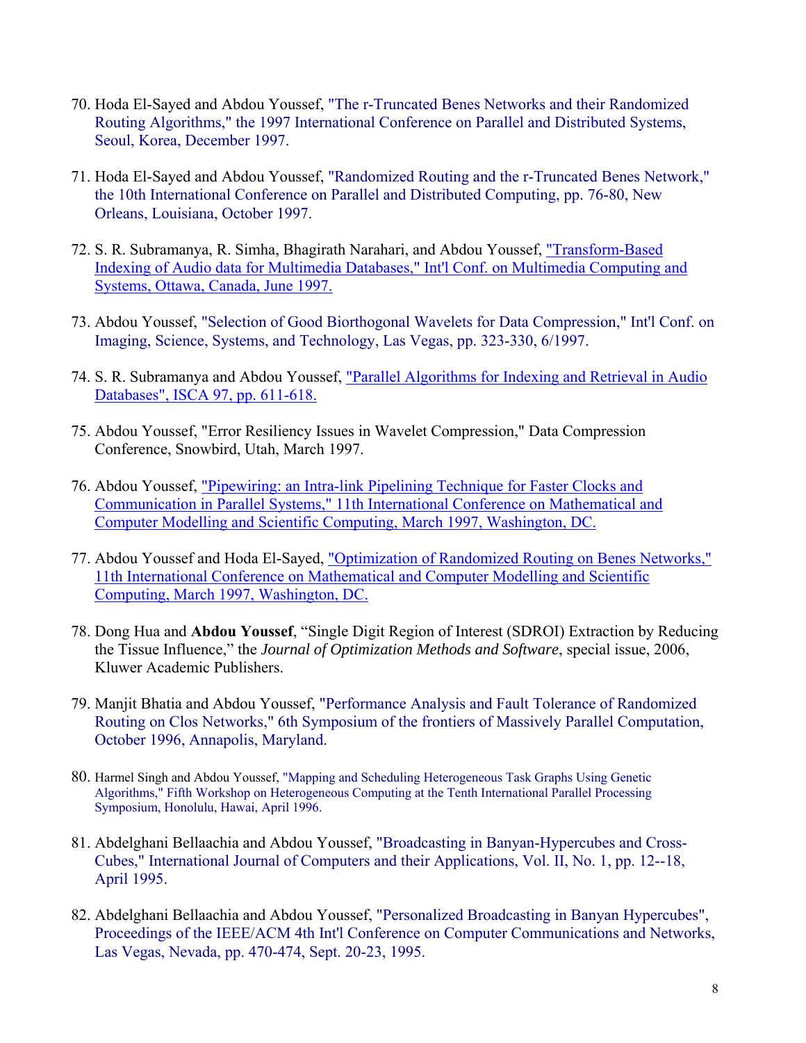70. Hoda El-Sayed and Abdou Youssef, "The r-Truncated Benes Networks and their Randomized Routing Algorithms," the 1997 International Conference on Parallel and Distributed Systems, Seoul, Korea, December 1997.

71. Hoda El-Sayed and Abdou Youssef, "Randomized Routing and the r-Truncated Benes Network," the 10th International Conference on Parallel and Distributed Computing, pp. 76-80, New Orleans, Louisiana, October 1997.

72. S. R. Subramanya, R. Simha, Bhagirath Narahari, and Abdou Youssef, "Transform-Based Indexing of Audio data for Multimedia Databases," Int'l Conf. on Multimedia Computing and Systems, Ottawa, Canada, June 1997.

73. Abdou Youssef, "Selection of Good Biorthogonal Wavelets for Data Compression," Int'l Conf. on Imaging, Science, Systems, and Technology, Las Vegas, pp. 323-330, 6/1997.

74. S. R. Subramanya and Abdou Youssef, "Parallel Algorithms for Indexing and Retrieval in Audio Databases", ISCA 97, pp. 611-618.

75. Abdou Youssef, "Error Resiliency Issues in Wavelet Compression," Data Compression Conference, Snowbird, Utah, March 1997.

76. Abdou Youssef, "Pipewiring: an Intra-link Pipelining Technique for Faster Clocks and Communication in Parallel Systems," 11th International Conference on Mathematical and Computer Modelling and Scientific Computing, March 1997, Washington, DC.

77. Abdou Youssef and Hoda El-Sayed, "Optimization of Randomized Routing on Benes Networks," 11th International Conference on Mathematical and Computer Modelling and Scientific Computing, March 1997, Washington, DC.

78. Dong Hua and **Abdou Youssef**, "Single Digit Region of Interest (SDROI) Extraction by Reducing the Tissue Influence," the *Journal of Optimization Methods and Software*, special issue, 2006, Kluwer Academic Publishers.

79. Manjit Bhatia and Abdou Youssef, "Performance Analysis and Fault Tolerance of Randomized Routing on Clos Networks," 6th Symposium of the frontiers of Massively Parallel Computation, October 1996, Annapolis, Maryland.

80. Harmel Singh and Abdou Youssef, "Mapping and Scheduling Heterogeneous Task Graphs Using Genetic Algorithms," Fifth Workshop on Heterogeneous Computing at the Tenth International Parallel Processing Symposium, Honolulu, Hawai, April 1996.

81. Abdelghani Bellaachia and Abdou Youssef, "Broadcasting in Banyan-Hypercubes and Cross-Cubes," International Journal of Computers and their Applications, Vol. II, No. 1, pp. 12--18, April 1995.

82. Abdelghani Bellaachia and Abdou Youssef, "Personalized Broadcasting in Banyan Hypercubes", Proceedings of the IEEE/ACM 4th Int'l Conference on Computer Communications and Networks, Las Vegas, Nevada, pp. 470-474, Sept. 20-23, 1995.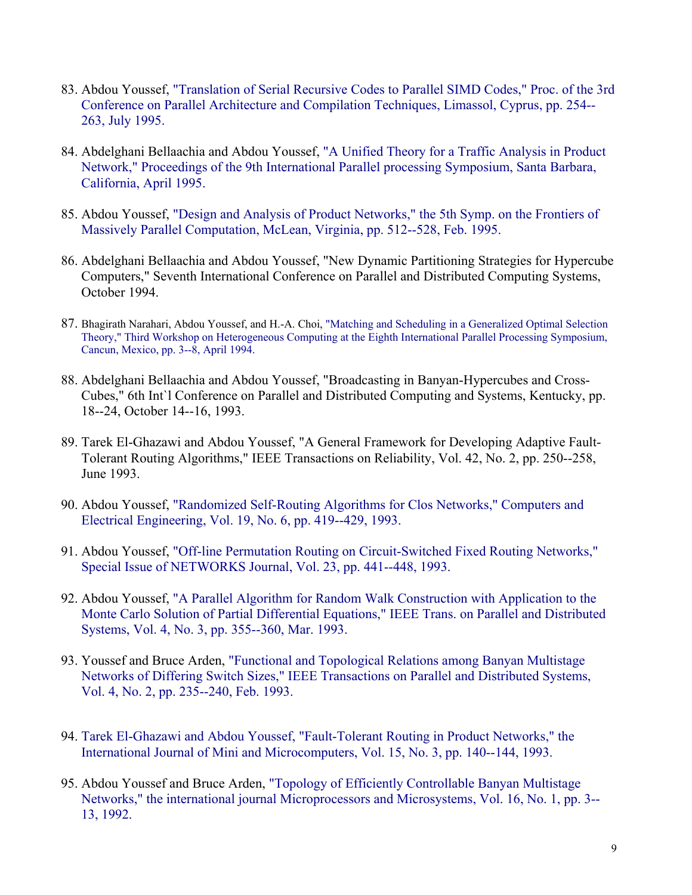83. Abdou Youssef, "Translation of Serial Recursive Codes to Parallel SIMD Codes," Proc. of the 3rd Conference on Parallel Architecture and Compilation Techniques, Limassol, Cyprus, pp. 254--263, July 1995.

84. Abdelghani Bellaachia and Abdou Youssef, "A Unified Theory for a Traffic Analysis in Product Network," Proceedings of the 9th International Parallel processing Symposium, Santa Barbara, California, April 1995.

85. Abdou Youssef, "Design and Analysis of Product Networks," the 5th Symp. on the Frontiers of Massively Parallel Computation, McLean, Virginia, pp. 512--528, Feb. 1995.

86. Abdelghani Bellaachia and Abdou Youssef, "New Dynamic Partitioning Strategies for Hypercube Computers," Seventh International Conference on Parallel and Distributed Computing Systems, October 1994.

87. Bhagirath Narahari, Abdou Youssef, and H.-A. Choi, "Matching and Scheduling in a Generalized Optimal Selection Theory," Third Workshop on Heterogeneous Computing at the Eighth International Parallel Processing Symposium, Cancun, Mexico, pp. 3--8, April 1994.

88. Abdelghani Bellaachia and Abdou Youssef, "Broadcasting in Banyan-Hypercubes and Cross-Cubes," 6th Int`l Conference on Parallel and Distributed Computing and Systems, Kentucky, pp. 18--24, October 14--16, 1993.

89. Tarek El-Ghazawi and Abdou Youssef, "A General Framework for Developing Adaptive Fault-Tolerant Routing Algorithms," IEEE Transactions on Reliability, Vol. 42, No. 2, pp. 250--258, June 1993.

90. Abdou Youssef, "Randomized Self-Routing Algorithms for Clos Networks," Computers and Electrical Engineering, Vol. 19, No. 6, pp. 419--429, 1993.

91. Abdou Youssef, "Off-line Permutation Routing on Circuit-Switched Fixed Routing Networks," Special Issue of NETWORKS Journal, Vol. 23, pp. 441--448, 1993.

92. Abdou Youssef, "A Parallel Algorithm for Random Walk Construction with Application to the Monte Carlo Solution of Partial Differential Equations," IEEE Trans. on Parallel and Distributed Systems, Vol. 4, No. 3, pp. 355--360, Mar. 1993.

93. Youssef and Bruce Arden, "Functional and Topological Relations among Banyan Multistage Networks of Differing Switch Sizes," IEEE Transactions on Parallel and Distributed Systems, Vol. 4, No. 2, pp. 235--240, Feb. 1993.

94. Tarek El-Ghazawi and Abdou Youssef, "Fault-Tolerant Routing in Product Networks," the International Journal of Mini and Microcomputers, Vol. 15, No. 3, pp. 140--144, 1993.

95. Abdou Youssef and Bruce Arden, "Topology of Efficiently Controllable Banyan Multistage Networks," the international journal Microprocessors and Microsystems, Vol. 16, No. 1, pp. 3--13, 1992.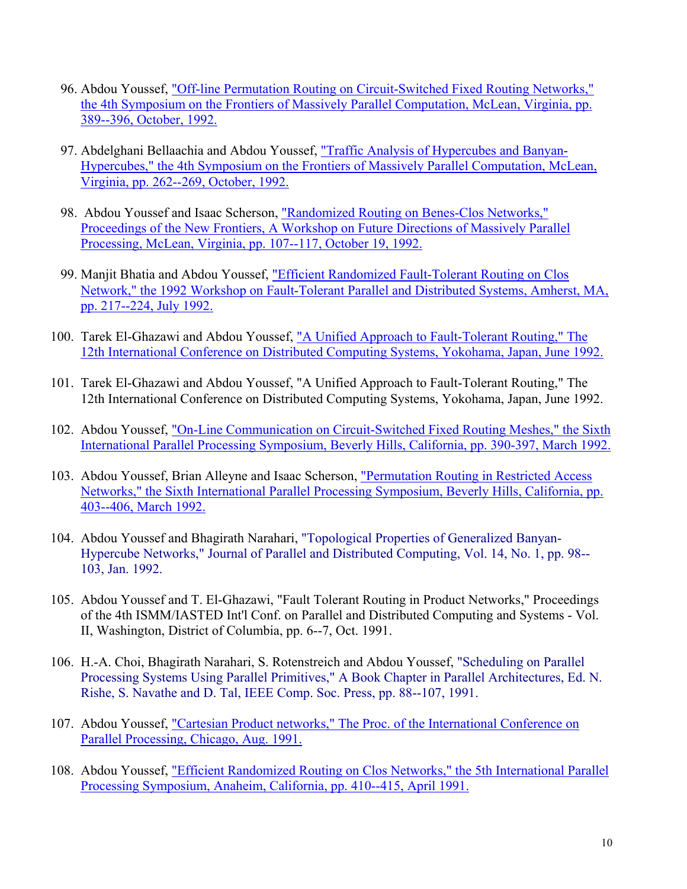96. Abdou Youssef, "Off-line Permutation Routing on Circuit-Switched Fixed Routing Networks," the 4th Symposium on the Frontiers of Massively Parallel Computation, McLean, Virginia, pp. 389--396, October, 1992.

97. Abdelghani Bellaachia and Abdou Youssef, "Traffic Analysis of Hypercubes and Banyan-Hypercubes," the 4th Symposium on the Frontiers of Massively Parallel Computation, McLean, Virginia, pp. 262--269, October, 1992.

98. Abdou Youssef and Isaac Scherson, "Randomized Routing on Benes-Clos Networks," Proceedings of the New Frontiers, A Workshop on Future Directions of Massively Parallel Processing, McLean, Virginia, pp. 107--117, October 19, 1992.

99. Manjit Bhatia and Abdou Youssef, "Efficient Randomized Fault-Tolerant Routing on Clos Network," the 1992 Workshop on Fault-Tolerant Parallel and Distributed Systems, Amherst, MA, pp. 217--224, July 1992.

100. Tarek El-Ghazawi and Abdou Youssef, "A Unified Approach to Fault-Tolerant Routing," The 12th International Conference on Distributed Computing Systems, Yokohama, Japan, June 1992.

101. Tarek El-Ghazawi and Abdou Youssef, "A Unified Approach to Fault-Tolerant Routing," The 12th International Conference on Distributed Computing Systems, Yokohama, Japan, June 1992.

102. Abdou Youssef, "On-Line Communication on Circuit-Switched Fixed Routing Meshes," the Sixth International Parallel Processing Symposium, Beverly Hills, California, pp. 390-397, March 1992.

103. Abdou Youssef, Brian Alleyne and Isaac Scherson, "Permutation Routing in Restricted Access Networks," the Sixth International Parallel Processing Symposium, Beverly Hills, California, pp. 403--406, March 1992.

104. Abdou Youssef and Bhagirath Narahari, "Topological Properties of Generalized Banyan-Hypercube Networks," Journal of Parallel and Distributed Computing, Vol. 14, No. 1, pp. 98--103, Jan. 1992.

105. Abdou Youssef and T. El-Ghazawi, "Fault Tolerant Routing in Product Networks," Proceedings of the 4th ISMM/IASTED Int'l Conf. on Parallel and Distributed Computing and Systems - Vol. II, Washington, District of Columbia, pp. 6--7, Oct. 1991.

106. H.-A. Choi, Bhagirath Narahari, S. Rotenstreich and Abdou Youssef, "Scheduling on Parallel Processing Systems Using Parallel Primitives," A Book Chapter in Parallel Architectures, Ed. N. Rishe, S. Navathe and D. Tal, IEEE Comp. Soc. Press, pp. 88--107, 1991.

107. Abdou Youssef, "Cartesian Product networks," The Proc. of the International Conference on Parallel Processing, Chicago, Aug. 1991.

108. Abdou Youssef, "Efficient Randomized Routing on Clos Networks," the 5th International Parallel Processing Symposium, Anaheim, California, pp. 410--415, April 1991.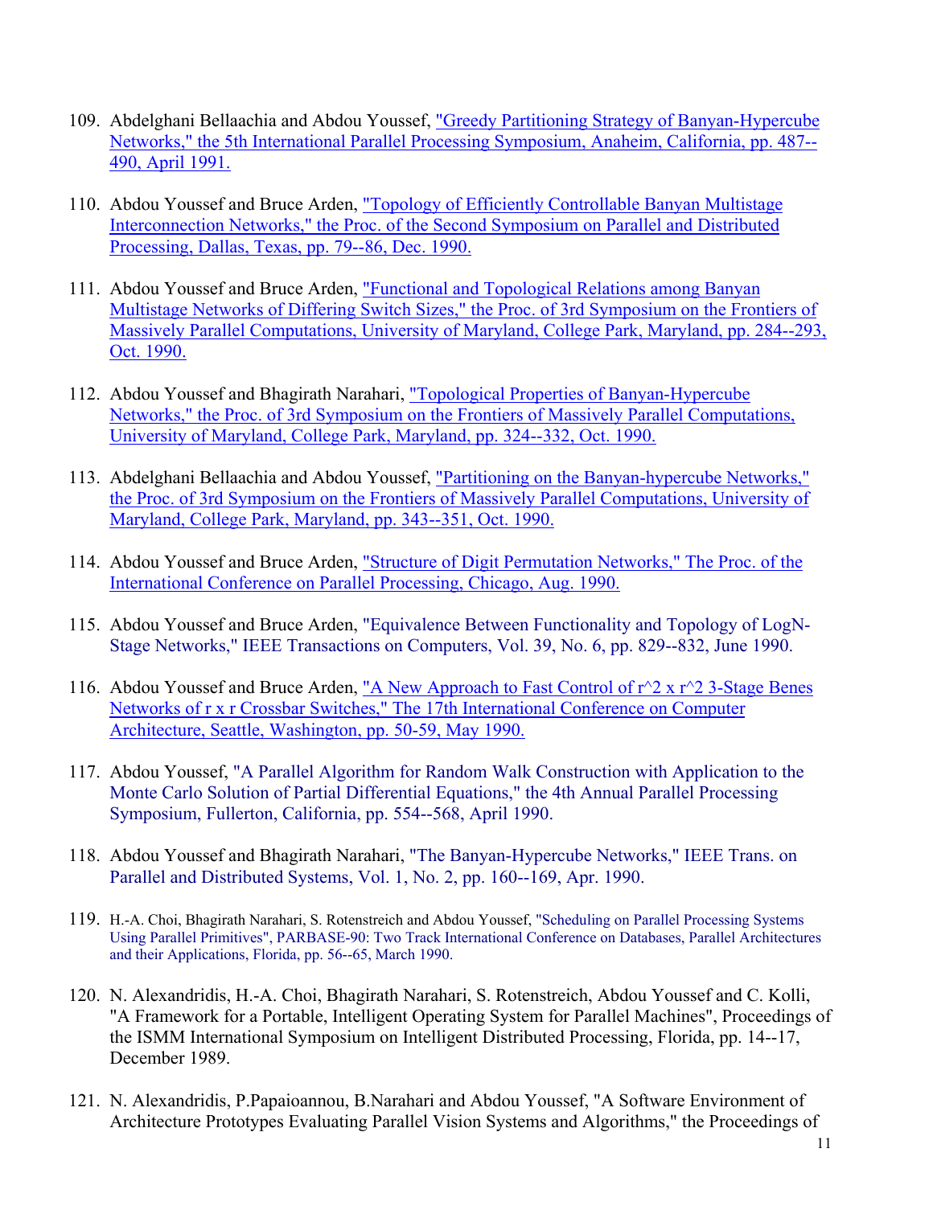109. Abdelghani Bellaachia and Abdou Youssef, "Greedy Partitioning Strategy of Banyan-Hypercube Networks," the 5th International Parallel Processing Symposium, Anaheim, California, pp. 487--490, April 1991.

110. Abdou Youssef and Bruce Arden, "Topology of Efficiently Controllable Banyan Multistage Interconnection Networks," the Proc. of the Second Symposium on Parallel and Distributed Processing, Dallas, Texas, pp. 79--86, Dec. 1990.

111. Abdou Youssef and Bruce Arden, "Functional and Topological Relations among Banyan Multistage Networks of Differing Switch Sizes," the Proc. of 3rd Symposium on the Frontiers of Massively Parallel Computations, University of Maryland, College Park, Maryland, pp. 284--293, Oct. 1990.

112. Abdou Youssef and Bhagirath Narahari, "Topological Properties of Banyan-Hypercube Networks," the Proc. of 3rd Symposium on the Frontiers of Massively Parallel Computations, University of Maryland, College Park, Maryland, pp. 324--332, Oct. 1990.

113. Abdelghani Bellaachia and Abdou Youssef, "Partitioning on the Banyan-hypercube Networks," the Proc. of 3rd Symposium on the Frontiers of Massively Parallel Computations, University of Maryland, College Park, Maryland, pp. 343--351, Oct. 1990.

114. Abdou Youssef and Bruce Arden, "Structure of Digit Permutation Networks," The Proc. of the International Conference on Parallel Processing, Chicago, Aug. 1990.

115. Abdou Youssef and Bruce Arden, "Equivalence Between Functionality and Topology of LogN-Stage Networks," IEEE Transactions on Computers, Vol. 39, No. 6, pp. 829--832, June 1990.

116. Abdou Youssef and Bruce Arden, "A New Approach to Fast Control of r^2 x r^2 3-Stage Benes Networks of r x r Crossbar Switches," The 17th International Conference on Computer Architecture, Seattle, Washington, pp. 50-59, May 1990.

117. Abdou Youssef, "A Parallel Algorithm for Random Walk Construction with Application to the Monte Carlo Solution of Partial Differential Equations," the 4th Annual Parallel Processing Symposium, Fullerton, California, pp. 554--568, April 1990.

118. Abdou Youssef and Bhagirath Narahari, "The Banyan-Hypercube Networks," IEEE Trans. on Parallel and Distributed Systems, Vol. 1, No. 2, pp. 160--169, Apr. 1990.

119. H.-A. Choi, Bhagirath Narahari, S. Rotenstreich and Abdou Youssef, "Scheduling on Parallel Processing Systems Using Parallel Primitives", PARBASE-90: Two Track International Conference on Databases, Parallel Architectures and their Applications, Florida, pp. 56--65, March 1990.

120. N. Alexandridis, H.-A. Choi, Bhagirath Narahari, S. Rotenstreich, Abdou Youssef and C. Kolli, "A Framework for a Portable, Intelligent Operating System for Parallel Machines", Proceedings of the ISMM International Symposium on Intelligent Distributed Processing, Florida, pp. 14--17, December 1989.

121. N. Alexandridis, P.Papaioannou, B.Narahari and Abdou Youssef, "A Software Environment of Architecture Prototypes Evaluating Parallel Vision Systems and Algorithms," the Proceedings of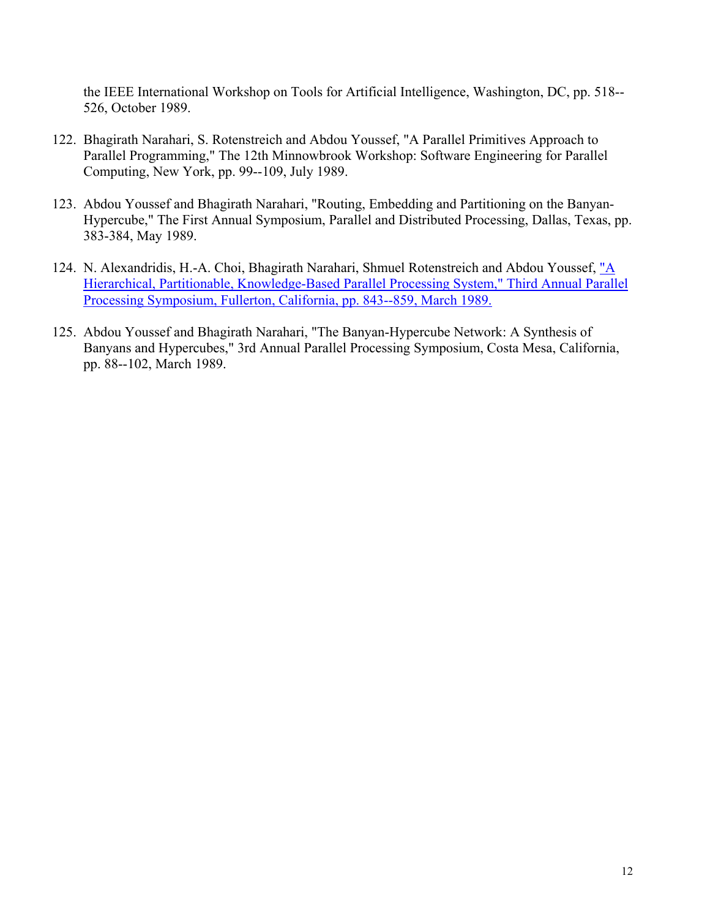the IEEE International Workshop on Tools for Artificial Intelligence, Washington, DC, pp. 518--526, October 1989.

122. Bhagirath Narahari, S. Rotenstreich and Abdou Youssef, "A Parallel Primitives Approach to Parallel Programming," The 12th Minnowbrook Workshop: Software Engineering for Parallel Computing, New York, pp. 99--109, July 1989.

123. Abdou Youssef and Bhagirath Narahari, "Routing, Embedding and Partitioning on the Banyan-Hypercube," The First Annual Symposium, Parallel and Distributed Processing, Dallas, Texas, pp. 383-384, May 1989.

124. N. Alexandridis, H.-A. Choi, Bhagirath Narahari, Shmuel Rotenstreich and Abdou Youssef, "A Hierarchical, Partitionable, Knowledge-Based Parallel Processing System," Third Annual Parallel Processing Symposium, Fullerton, California, pp. 843--859, March 1989.

125. Abdou Youssef and Bhagirath Narahari, "The Banyan-Hypercube Network: A Synthesis of Banyans and Hypercubes," 3rd Annual Parallel Processing Symposium, Costa Mesa, California, pp. 88--102, March 1989.